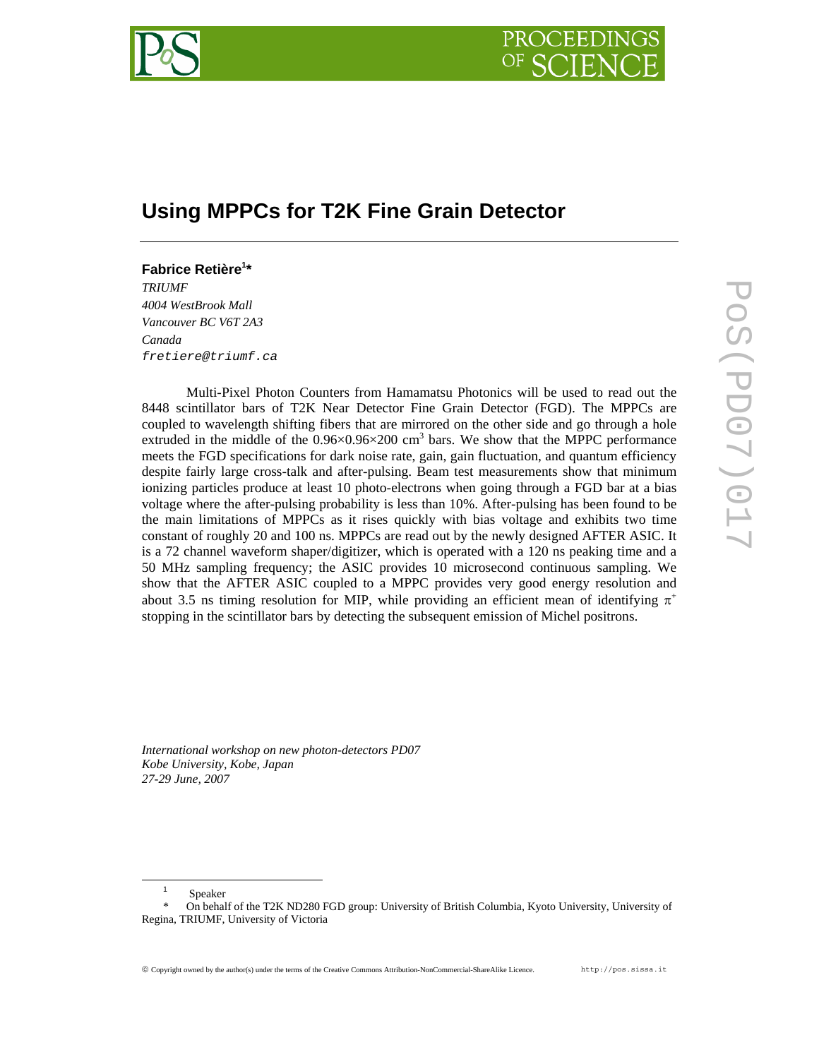# Using MPPCs for T2K Fine Grain Detector

**Fabrice Retière[1]***

*TRIUMF*
*4004 WestBrook Mall*
*Vancouver BC V6T 2A3*
*Canada*
fretiere@triumf.ca

Multi-Pixel Photon Counters from Hamamatsu Photonics will be used to read out the 8448 scintillator bars of T2K Near Detector Fine Grain Detector (FGD). The MPPCs are coupled to wavelength shifting fibers that are mirrored on the other side and go through a hole extruded in the middle of the $0.96\times0.96\times200$ cm$^3$ bars. We show that the MPPC performance meets the FGD specifications for dark noise rate, gain, gain fluctuation, and quantum efficiency despite fairly large cross-talk and after-pulsing. Beam test measurements show that minimum ionizing particles produce at least 10 photo-electrons when going through a FGD bar at a bias voltage where the after-pulsing probability is less than 10%. After-pulsing has been found to be the main limitations of MPPCs as it rises quickly with bias voltage and exhibits two time constant of roughly 20 and 100 ns. MPPCs are read out by the newly designed AFTER ASIC. It is a 72 channel waveform shaper/digitizer, which is operated with a 120 ns peaking time and a 50 MHz sampling frequency; the ASIC provides 10 microsecond continuous sampling. We show that the AFTER ASIC coupled to a MPPC provides very good energy resolution and about 3.5 ns timing resolution for MIP, while providing an efficient mean of identifying $\pi^+$ stopping in the scintillator bars by detecting the subsequent emission of Michel positrons.

*International workshop on new photon-detectors PD07*
*Kobe University, Kobe, Japan*
*27-29 June, 2007*

[1] Speaker

\* On behalf of the T2K ND280 FGD group: University of British Columbia, Kyoto University, University of Regina, TRIUMF, University of Victoria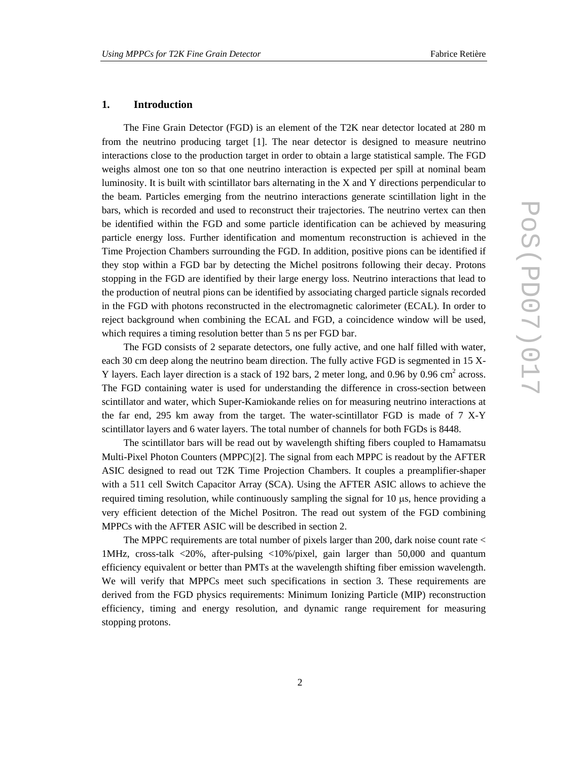## 1. Introduction

The Fine Grain Detector (FGD) is an element of the T2K near detector located at 280 m from the neutrino producing target [1]. The near detector is designed to measure neutrino interactions close to the production target in order to obtain a large statistical sample. The FGD weighs almost one ton so that one neutrino interaction is expected per spill at nominal beam luminosity. It is built with scintillator bars alternating in the X and Y directions perpendicular to the beam. Particles emerging from the neutrino interactions generate scintillation light in the bars, which is recorded and used to reconstruct their trajectories. The neutrino vertex can then be identified within the FGD and some particle identification can be achieved by measuring particle energy loss. Further identification and momentum reconstruction is achieved in the Time Projection Chambers surrounding the FGD. In addition, positive pions can be identified if they stop within a FGD bar by detecting the Michel positrons following their decay. Protons stopping in the FGD are identified by their large energy loss. Neutrino interactions that lead to the production of neutral pions can be identified by associating charged particle signals recorded in the FGD with photons reconstructed in the electromagnetic calorimeter (ECAL). In order to reject background when combining the ECAL and FGD, a coincidence window will be used, which requires a timing resolution better than 5 ns per FGD bar.

The FGD consists of 2 separate detectors, one fully active, and one half filled with water, each 30 cm deep along the neutrino beam direction. The fully active FGD is segmented in 15 X-Y layers. Each layer direction is a stack of 192 bars, 2 meter long, and 0.96 by 0.96 $cm^2$ across. The FGD containing water is used for understanding the difference in cross-section between scintillator and water, which Super-Kamiokande relies on for measuring neutrino interactions at the far end, 295 km away from the target. The water-scintillator FGD is made of 7 X-Y scintillator layers and 6 water layers. The total number of channels for both FGDs is 8448.

The scintillator bars will be read out by wavelength shifting fibers coupled to Hamamatsu Multi-Pixel Photon Counters (MPPC)[2]. The signal from each MPPC is readout by the AFTER ASIC designed to read out T2K Time Projection Chambers. It couples a preamplifier-shaper with a 511 cell Switch Capacitor Array (SCA). Using the AFTER ASIC allows to achieve the required timing resolution, while continuously sampling the signal for 10 μs, hence providing a very efficient detection of the Michel Positron. The read out system of the FGD combining MPPCs with the AFTER ASIC will be described in section 2.

The MPPC requirements are total number of pixels larger than 200, dark noise count rate < 1MHz, cross-talk <20%, after-pulsing <10%/pixel, gain larger than 50,000 and quantum efficiency equivalent or better than PMTs at the wavelength shifting fiber emission wavelength. We will verify that MPPCs meet such specifications in section 3. These requirements are derived from the FGD physics requirements: Minimum Ionizing Particle (MIP) reconstruction efficiency, timing and energy resolution, and dynamic range requirement for measuring stopping protons.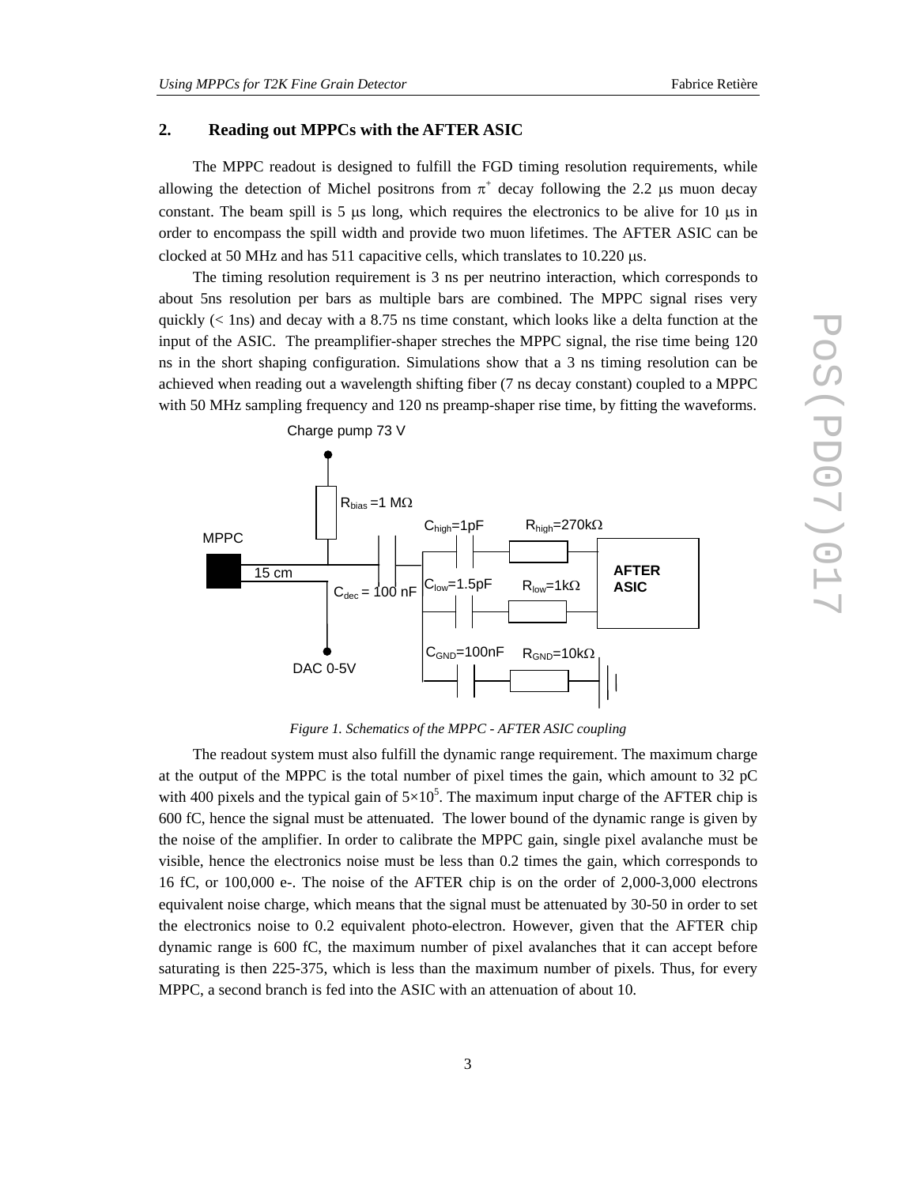## 2. Reading out MPPCs with the AFTER ASIC

The MPPC readout is designed to fulfill the FGD timing resolution requirements, while allowing the detection of Michel positrons from $\pi^+$ decay following the 2.2 μs muon decay constant. The beam spill is 5 μs long, which requires the electronics to be alive for 10 μs in order to encompass the spill width and provide two muon lifetimes. The AFTER ASIC can be clocked at 50 MHz and has 511 capacitive cells, which translates to 10.220 μs.

The timing resolution requirement is 3 ns per neutrino interaction, which corresponds to about 5ns resolution per bars as multiple bars are combined. The MPPC signal rises very quickly (< 1ns) and decay with a 8.75 ns time constant, which looks like a delta function at the input of the ASIC. The preamplifier-shaper streches the MPPC signal, the rise time being 120 ns in the short shaping configuration. Simulations show that a 3 ns timing resolution can be achieved when reading out a wavelength shifting fiber (7 ns decay constant) coupled to a MPPC with 50 MHz sampling frequency and 120 ns preamp-shaper rise time, by fitting the waveforms.

Charge pump 73 V

$R_{bias}$ =1 MΩ

MPPC

15 cm

$C_{dec}$ = 100 nF

DAC 0-5V

$C_{high}$=1pF

$R_{high}$=270kΩ

$C_{low}$=1.5pF

$R_{low}$=1kΩ

$C_{GND}$=100nF

$R_{GND}$=10kΩ

AFTER ASIC

*Figure 1. Schematics of the MPPC - AFTER ASIC coupling*

The readout system must also fulfill the dynamic range requirement. The maximum charge at the output of the MPPC is the total number of pixel times the gain, which amount to 32 pC with 400 pixels and the typical gain of $5\times10^5$. The maximum input charge of the AFTER chip is 600 fC, hence the signal must be attenuated. The lower bound of the dynamic range is given by the noise of the amplifier. In order to calibrate the MPPC gain, single pixel avalanche must be visible, hence the electronics noise must be less than 0.2 times the gain, which corresponds to 16 fC, or 100,000 e-. The noise of the AFTER chip is on the order of 2,000-3,000 electrons equivalent noise charge, which means that the signal must be attenuated by 30-50 in order to set the electronics noise to 0.2 equivalent photo-electron. However, given that the AFTER chip dynamic range is 600 fC, the maximum number of pixel avalanches that it can accept before saturating is then 225-375, which is less than the maximum number of pixels. Thus, for every MPPC, a second branch is fed into the ASIC with an attenuation of about 10.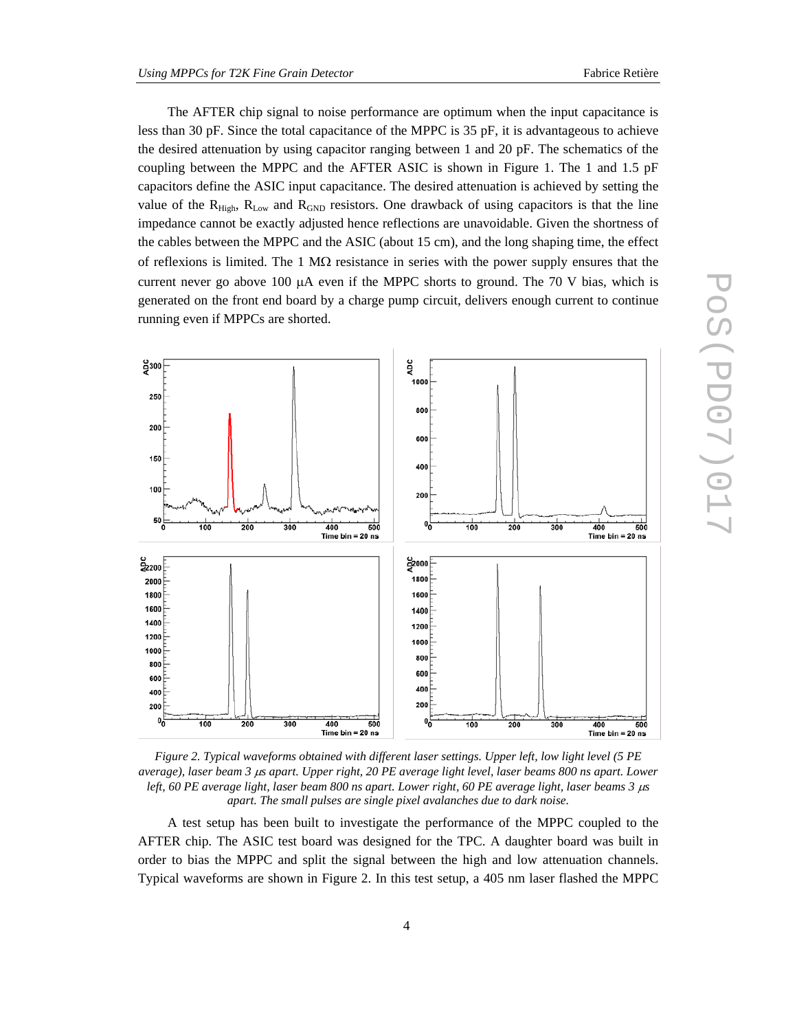The AFTER chip signal to noise performance are optimum when the input capacitance is less than 30 pF. Since the total capacitance of the MPPC is 35 pF, it is advantageous to achieve the desired attenuation by using capacitor ranging between 1 and 20 pF. The schematics of the coupling between the MPPC and the AFTER ASIC is shown in Figure 1. The 1 and 1.5 pF capacitors define the ASIC input capacitance. The desired attenuation is achieved by setting the value of the $R_{High}$, $R_{Low}$ and $R_{GND}$ resistors. One drawback of using capacitors is that the line impedance cannot be exactly adjusted hence reflections are unavoidable. Given the shortness of the cables between the MPPC and the ASIC (about 15 cm), and the long shaping time, the effect of reflexions is limited. The 1 MΩ resistance in series with the power supply ensures that the current never go above 100 μA even if the MPPC shorts to ground. The 70 V bias, which is generated on the front end board by a charge pump circuit, delivers enough current to continue running even if MPPCs are shorted.

*Figure 2. Typical waveforms obtained with different laser settings. Upper left, low light level (5 PE average), laser beam 3 μs apart. Upper right, 20 PE average light level, laser beams 800 ns apart. Lower left, 60 PE average light, laser beam 800 ns apart. Lower right, 60 PE average light, laser beams 3 μs apart. The small pulses are single pixel avalanches due to dark noise.*

A test setup has been built to investigate the performance of the MPPC coupled to the AFTER chip. The ASIC test board was designed for the TPC. A daughter board was built in order to bias the MPPC and split the signal between the high and low attenuation channels. Typical waveforms are shown in Figure 2. In this test setup, a 405 nm laser flashed the MPPC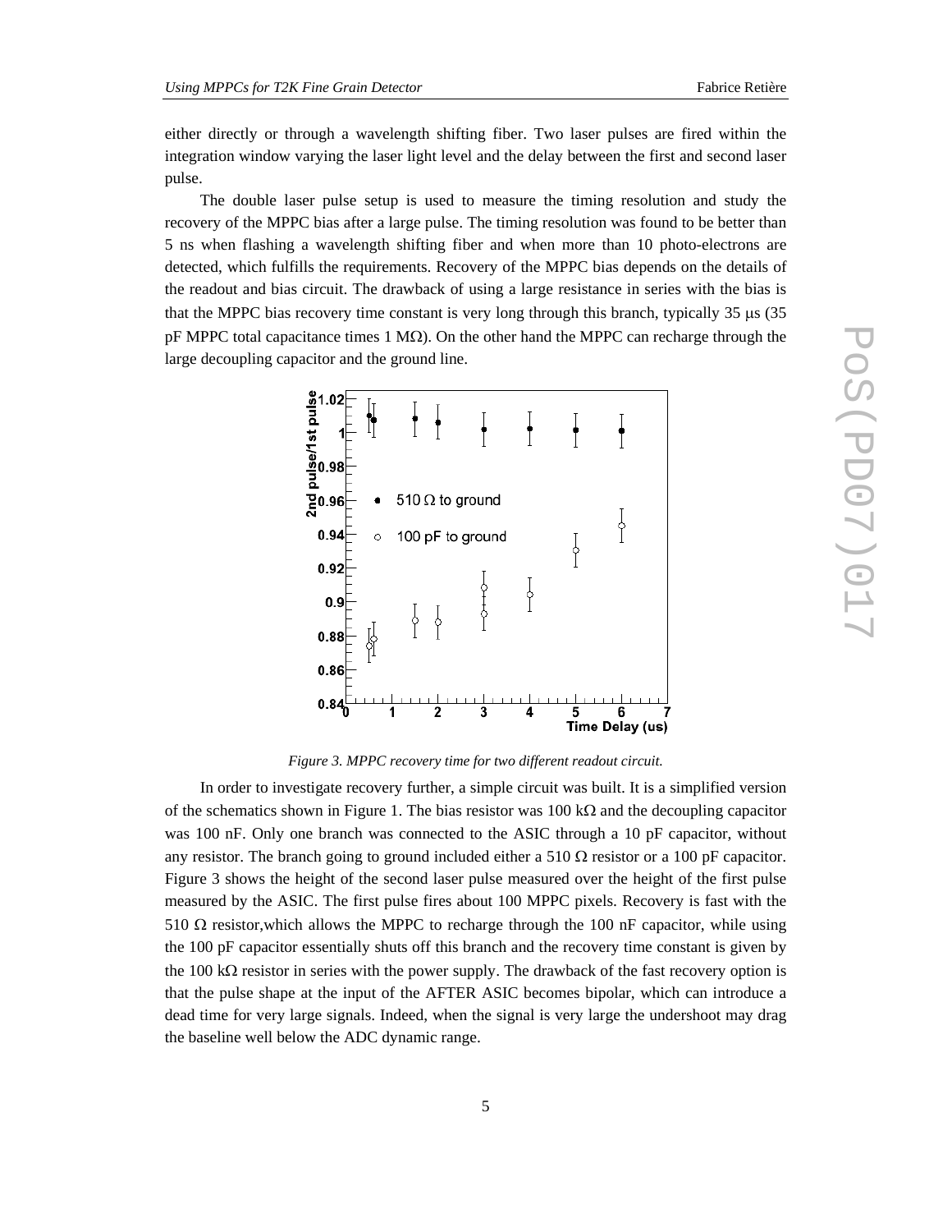either directly or through a wavelength shifting fiber. Two laser pulses are fired within the integration window varying the laser light level and the delay between the first and second laser pulse.

The double laser pulse setup is used to measure the timing resolution and study the recovery of the MPPC bias after a large pulse. The timing resolution was found to be better than 5 ns when flashing a wavelength shifting fiber and when more than 10 photo-electrons are detected, which fulfills the requirements. Recovery of the MPPC bias depends on the details of the readout and bias circuit. The drawback of using a large resistance in series with the bias is that the MPPC bias recovery time constant is very long through this branch, typically 35 μs (35 pF MPPC total capacitance times 1 MΩ). On the other hand the MPPC can recharge through the large decoupling capacitor and the ground line.

*Figure 3. MPPC recovery time for two different readout circuit.*

In order to investigate recovery further, a simple circuit was built. It is a simplified version of the schematics shown in Figure 1. The bias resistor was 100 kΩ and the decoupling capacitor was 100 nF. Only one branch was connected to the ASIC through a 10 pF capacitor, without any resistor. The branch going to ground included either a 510 Ω resistor or a 100 pF capacitor. Figure 3 shows the height of the second laser pulse measured over the height of the first pulse measured by the ASIC. The first pulse fires about 100 MPPC pixels. Recovery is fast with the 510 Ω resistor,which allows the MPPC to recharge through the 100 nF capacitor, while using the 100 pF capacitor essentially shuts off this branch and the recovery time constant is given by the 100 kΩ resistor in series with the power supply. The drawback of the fast recovery option is that the pulse shape at the input of the AFTER ASIC becomes bipolar, which can introduce a dead time for very large signals. Indeed, when the signal is very large the undershoot may drag the baseline well below the ADC dynamic range.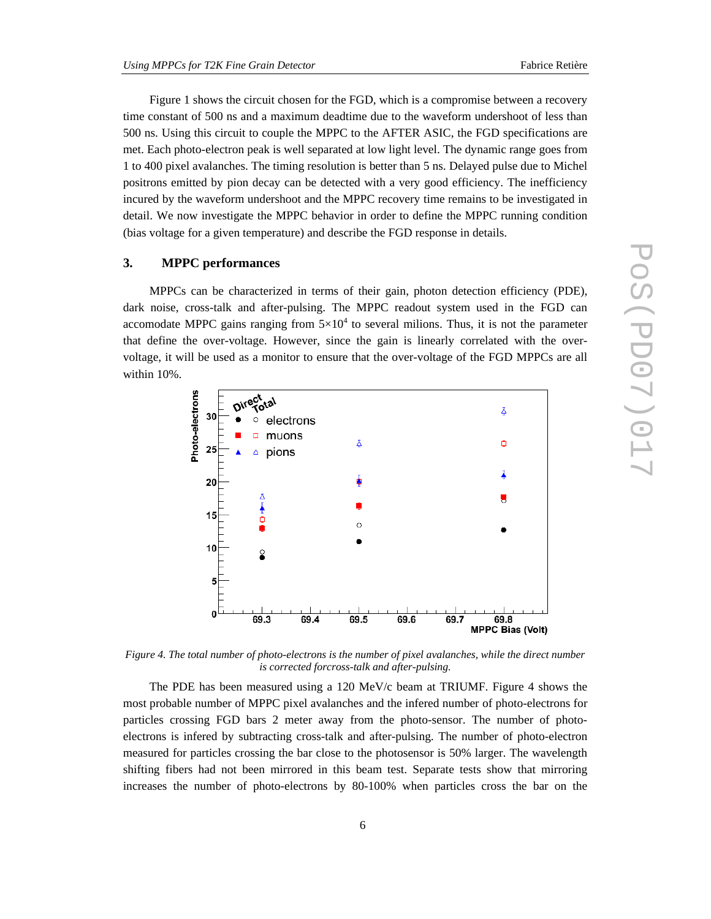Figure 1 shows the circuit chosen for the FGD, which is a compromise between a recovery time constant of 500 ns and a maximum deadtime due to the waveform undershoot of less than 500 ns. Using this circuit to couple the MPPC to the AFTER ASIC, the FGD specifications are met. Each photo-electron peak is well separated at low light level. The dynamic range goes from 1 to 400 pixel avalanches. The timing resolution is better than 5 ns. Delayed pulse due to Michel positrons emitted by pion decay can be detected with a very good efficiency. The inefficiency incured by the waveform undershoot and the MPPC recovery time remains to be investigated in detail. We now investigate the MPPC behavior in order to define the MPPC running condition (bias voltage for a given temperature) and describe the FGD response in details.

## 3. MPPC performances

MPPCs can be characterized in terms of their gain, photon detection efficiency (PDE), dark noise, cross-talk and after-pulsing. The MPPC readout system used in the FGD can accomodate MPPC gains ranging from $5\times10^4$ to several milions. Thus, it is not the parameter that define the over-voltage. However, since the gain is linearly correlated with the over-voltage, it will be used as a monitor to ensure that the over-voltage of the FGD MPPCs are all within 10%.

*Figure 4. The total number of photo-electrons is the number of pixel avalanches, while the direct number is corrected forcross-talk and after-pulsing.*

The PDE has been measured using a 120 MeV/c beam at TRIUMF. Figure 4 shows the most probable number of MPPC pixel avalanches and the infered number of photo-electrons for particles crossing FGD bars 2 meter away from the photo-sensor. The number of photo-electrons is infered by subtracting cross-talk and after-pulsing. The number of photo-electron measured for particles crossing the bar close to the photosensor is 50% larger. The wavelength shifting fibers had not been mirrored in this beam test. Separate tests show that mirroring increases the number of photo-electrons by 80-100% when particles cross the bar on the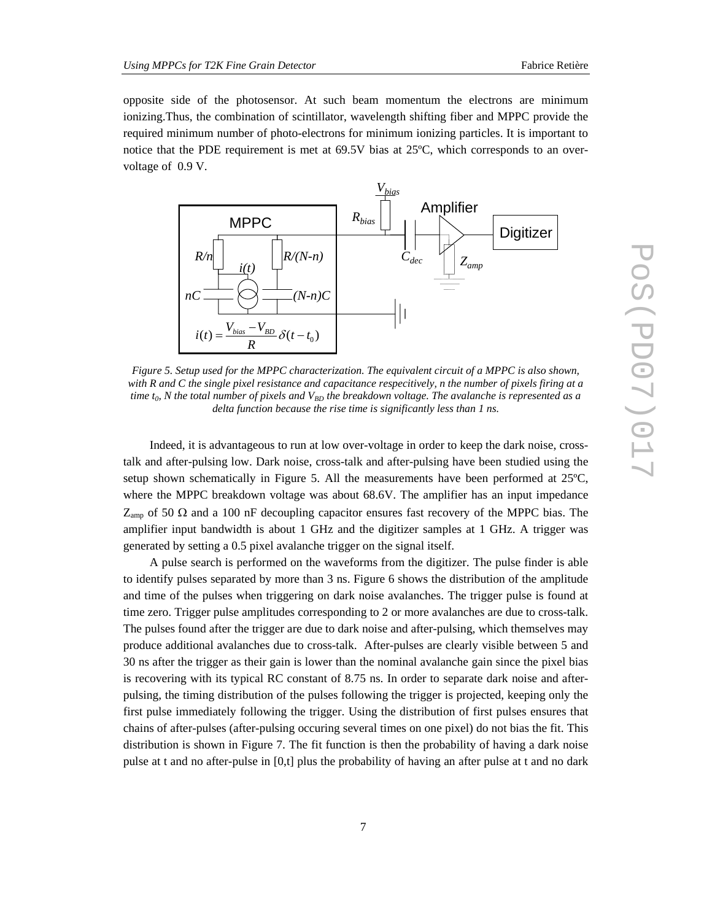opposite side of the photosensor. At such beam momentum the electrons are minimum ionizing.Thus, the combination of scintillator, wavelength shifting fiber and MPPC provide the required minimum number of photo-electrons for minimum ionizing particles. It is important to notice that the PDE requirement is met at 69.5V bias at 25ºC, which corresponds to an over-voltage of 0.9 V.

*Figure 5. Setup used for the MPPC characterization. The equivalent circuit of a MPPC is also shown, with R and C the single pixel resistance and capacitance respecitively, n the number of pixels firing at a time $t_0$, N the total number of pixels and $V_{BD}$ the breakdown voltage. The avalanche is represented as a delta function because the rise time is significantly less than 1 ns.*

Indeed, it is advantageous to run at low over-voltage in order to keep the dark noise, cross-talk and after-pulsing low. Dark noise, cross-talk and after-pulsing have been studied using the setup shown schematically in Figure 5. All the measurements have been performed at 25ºC, where the MPPC breakdown voltage was about 68.6V. The amplifier has an input impedance $Z_{amp}$ of 50 $\Omega$ and a 100 nF decoupling capacitor ensures fast recovery of the MPPC bias. The amplifier input bandwidth is about 1 GHz and the digitizer samples at 1 GHz. A trigger was generated by setting a 0.5 pixel avalanche trigger on the signal itself.

A pulse search is performed on the waveforms from the digitizer. The pulse finder is able to identify pulses separated by more than 3 ns. Figure 6 shows the distribution of the amplitude and time of the pulses when triggering on dark noise avalanches. The trigger pulse is found at time zero. Trigger pulse amplitudes corresponding to 2 or more avalanches are due to cross-talk. The pulses found after the trigger are due to dark noise and after-pulsing, which themselves may produce additional avalanches due to cross-talk. After-pulses are clearly visible between 5 and 30 ns after the trigger as their gain is lower than the nominal avalanche gain since the pixel bias is recovering with its typical RC constant of 8.75 ns. In order to separate dark noise and after-pulsing, the timing distribution of the pulses following the trigger is projected, keeping only the first pulse immediately following the trigger. Using the distribution of first pulses ensures that chains of after-pulses (after-pulsing occuring several times on one pixel) do not bias the fit. This distribution is shown in Figure 7. The fit function is then the probability of having a dark noise pulse at t and no after-pulse in [0,t] plus the probability of having an after pulse at t and no dark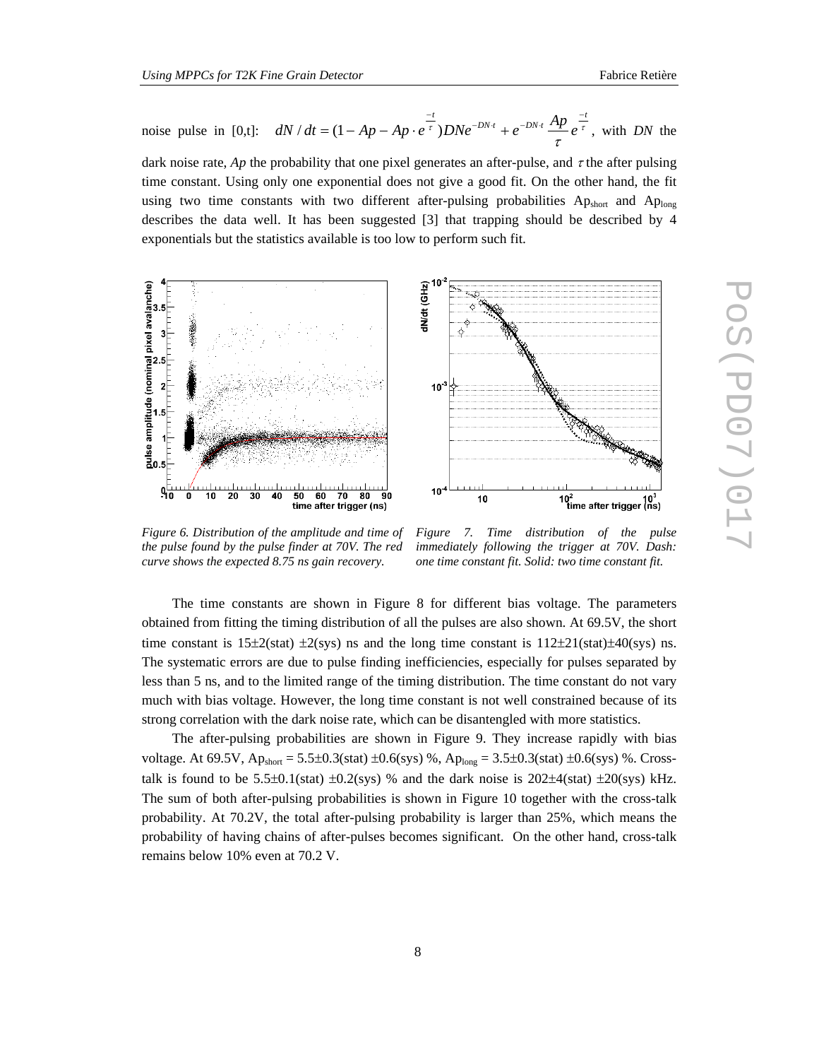noise pulse in [0,t]: $dN/dt = (1 - Ap - Ap \cdot e^{\frac{-t}{\tau}}) DN e^{-DN \cdot t} + e^{-DN \cdot t} \frac{Ap}{\tau} e^{\frac{-t}{\tau}}$, with $DN$ the dark noise rate, $Ap$ the probability that one pixel generates an after-pulse, and $\tau$ the after pulsing time constant. Using only one exponential does not give a good fit. On the other hand, the fit using two time constants with two different after-pulsing probabilities $Ap_{short}$ and $Ap_{long}$ describes the data well. It has been suggested [3] that trapping should be described by 4 exponentials but the statistics available is too low to perform such fit.

*Figure 6. Distribution of the amplitude and time of the pulse found by the pulse finder at 70V. The red curve shows the expected 8.75 ns gain recovery.*

*Figure 7. Time distribution of the pulse immediately following the trigger at 70V. Dash: one time constant fit. Solid: two time constant fit.*

The time constants are shown in Figure 8 for different bias voltage. The parameters obtained from fitting the timing distribution of all the pulses are also shown. At 69.5V, the short time constant is 15±2(stat) ±2(sys) ns and the long time constant is 112±21(stat)±40(sys) ns. The systematic errors are due to pulse finding inefficiencies, especially for pulses separated by less than 5 ns, and to the limited range of the timing distribution. The time constant do not vary much with bias voltage. However, the long time constant is not well constrained because of its strong correlation with the dark noise rate, which can be disantengled with more statistics.

The after-pulsing probabilities are shown in Figure 9. They increase rapidly with bias voltage. At 69.5V, $Ap_{short}$ = 5.5±0.3(stat) ±0.6(sys) %, $Ap_{long}$ = 3.5±0.3(stat) ±0.6(sys) %. Cross-talk is found to be 5.5±0.1(stat) ±0.2(sys) % and the dark noise is 202±4(stat) ±20(sys) kHz. The sum of both after-pulsing probabilities is shown in Figure 10 together with the cross-talk probability. At 70.2V, the total after-pulsing probability is larger than 25%, which means the probability of having chains of after-pulses becomes significant. On the other hand, cross-talk remains below 10% even at 70.2 V.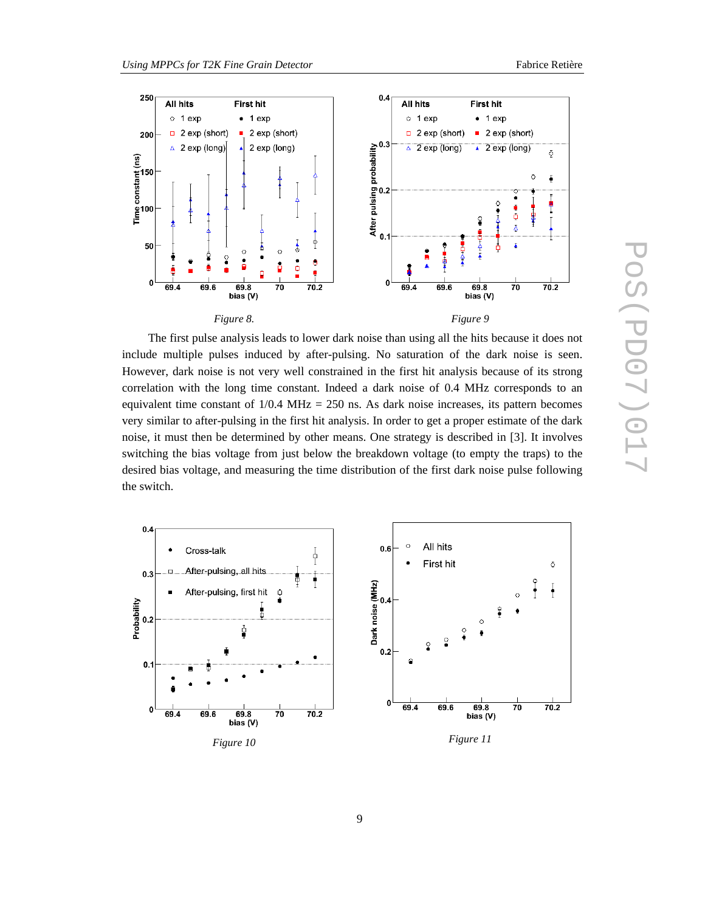*Figure 8.*

*Figure 9*

The first pulse analysis leads to lower dark noise than using all the hits because it does not include multiple pulses induced by after-pulsing. No saturation of the dark noise is seen. However, dark noise is not very well constrained in the first hit analysis because of its strong correlation with the long time constant. Indeed a dark noise of 0.4 MHz corresponds to an equivalent time constant of 1/0.4 MHz = 250 ns. As dark noise increases, its pattern becomes very similar to after-pulsing in the first hit analysis. In order to get a proper estimate of the dark noise, it must then be determined by other means. One strategy is described in [3]. It involves switching the bias voltage from just below the breakdown voltage (to empty the traps) to the desired bias voltage, and measuring the time distribution of the first dark noise pulse following the switch.

*Figure 10*

*Figure 11*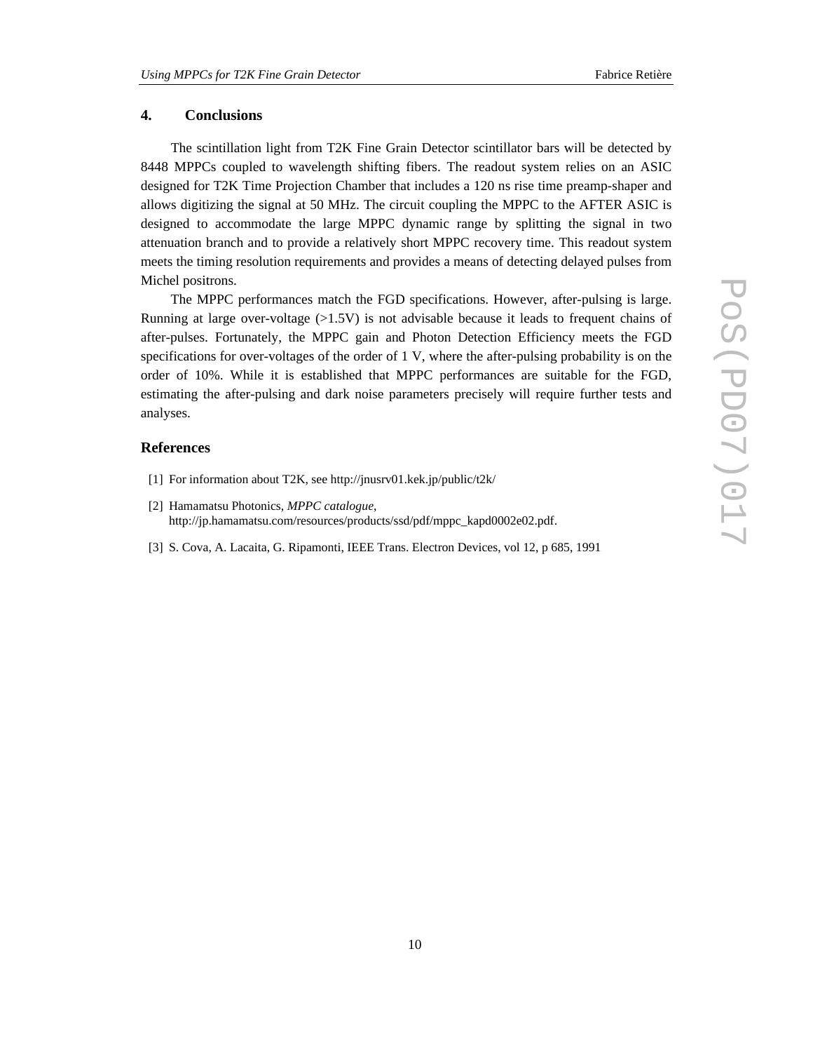## 4. Conclusions

The scintillation light from T2K Fine Grain Detector scintillator bars will be detected by 8448 MPPCs coupled to wavelength shifting fibers. The readout system relies on an ASIC designed for T2K Time Projection Chamber that includes a 120 ns rise time preamp-shaper and allows digitizing the signal at 50 MHz. The circuit coupling the MPPC to the AFTER ASIC is designed to accommodate the large MPPC dynamic range by splitting the signal in two attenuation branch and to provide a relatively short MPPC recovery time. This readout system meets the timing resolution requirements and provides a means of detecting delayed pulses from Michel positrons.

The MPPC performances match the FGD specifications. However, after-pulsing is large. Running at large over-voltage (>1.5V) is not advisable because it leads to frequent chains of after-pulses. Fortunately, the MPPC gain and Photon Detection Efficiency meets the FGD specifications for over-voltages of the order of 1 V, where the after-pulsing probability is on the order of 10%. While it is established that MPPC performances are suitable for the FGD, estimating the after-pulsing and dark noise parameters precisely will require further tests and analyses.

## References

[1] For information about T2K, see http://jnusrv01.kek.jp/public/t2k/

[2] Hamamatsu Photonics, *MPPC catalogue*, http://jp.hamamatsu.com/resources/products/ssd/pdf/mppc_kapd0002e02.pdf.

[3] S. Cova, A. Lacaita, G. Ripamonti, IEEE Trans. Electron Devices, vol 12, p 685, 1991